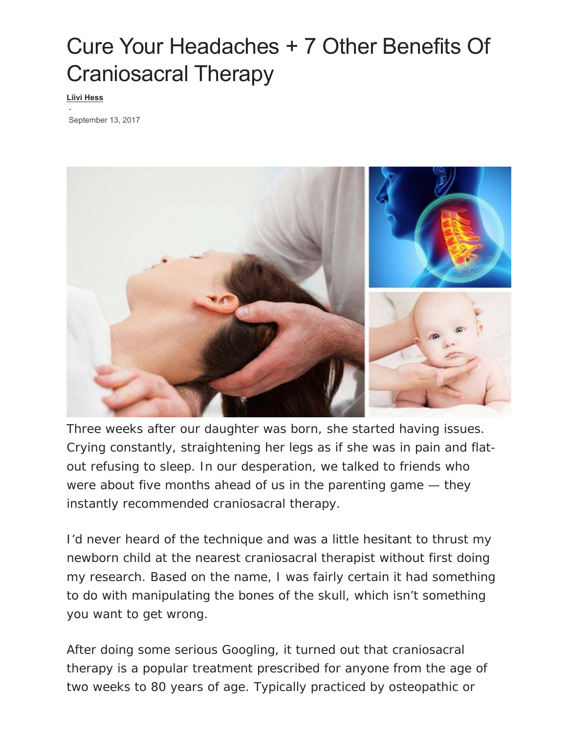# Cure Your Headaches + 7 Other Benefits Of Craniosacral Therapy

**Liivi Hess**

-

September 13, 2017

Three weeks after our daughter was born, she started having issues. Crying constantly, straightening her legs as if she was in pain and flat-out refusing to sleep. In our desperation, we talked to friends who were about five months ahead of us in the parenting game — they instantly recommended craniosacral therapy.

I'd never heard of the technique and was a little hesitant to thrust my newborn child at the nearest craniosacral therapist without first doing my research. Based on the name, I was fairly certain it had something to do with manipulating the bones of the skull, which isn't something you want to get wrong.

After doing some serious Googling, it turned out that craniosacral therapy is a popular treatment prescribed for anyone from the age of two weeks to 80 years of age. Typically practiced by osteopathic or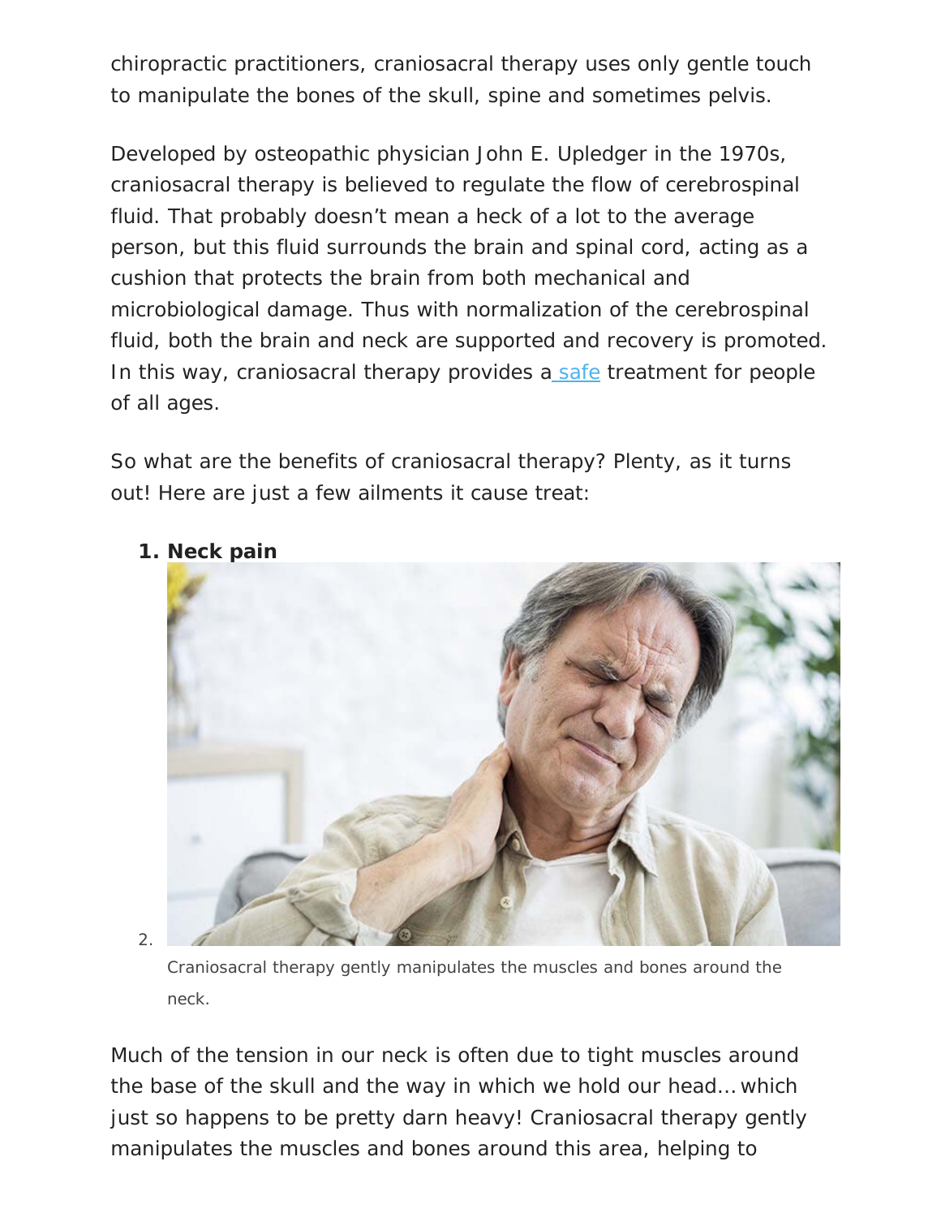chiropractic practitioners, craniosacral therapy uses only gentle touch to manipulate the bones of the skull, spine and sometimes pelvis.

Developed by osteopathic physician John E. Upledger in the 1970s, craniosacral therapy is believed to regulate the flow of cerebrospinal fluid. That probably doesn't mean a heck of a lot to the average person, but this fluid surrounds the brain and spinal cord, acting as a cushion that protects the brain from both mechanical and microbiological damage. Thus with normalization of the cerebrospinal fluid, both the brain and neck are supported and recovery is promoted. In this way, craniosacral therapy provides a safe treatment for people of all ages.

So what are the benefits of craniosacral therapy? Plenty, as it turns out! Here are just a few ailments it cause treat:

1. **Neck pain**
2. Craniosacral therapy gently manipulates the muscles and bones around the neck.

Much of the tension in our neck is often due to tight muscles around the base of the skull and the way in which we hold our head... which just so happens to be pretty darn heavy! Craniosacral therapy gently manipulates the muscles and bones around this area, helping to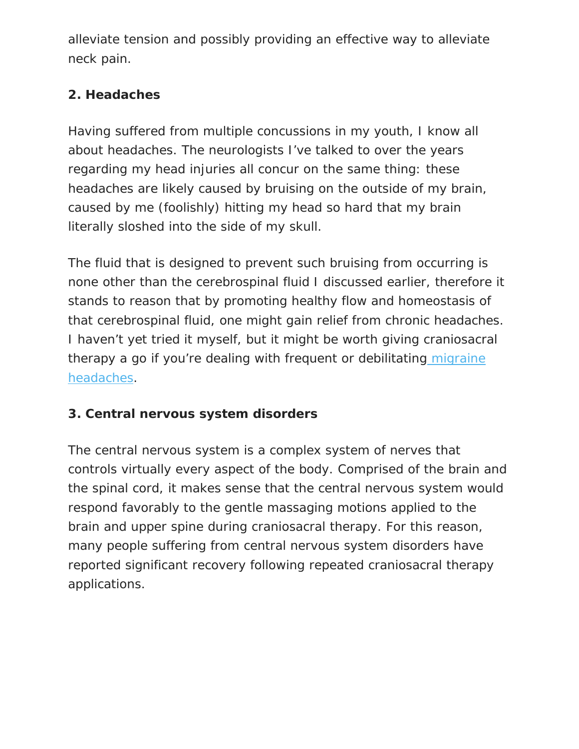alleviate tension and possibly providing an effective way to alleviate neck pain.

**2. Headaches**

Having suffered from multiple concussions in my youth, I know all about headaches. The neurologists I've talked to over the years regarding my head injuries all concur on the same thing: these headaches are likely caused by bruising on the outside of my brain, caused by me (foolishly) hitting my head so hard that my brain literally sloshed into the side of my skull.

The fluid that is designed to prevent such bruising from occurring is none other than the cerebrospinal fluid I discussed earlier, therefore it stands to reason that by promoting healthy flow and homeostasis of that cerebrospinal fluid, one might gain relief from chronic headaches. I haven't yet tried it myself, but it might be worth giving craniosacral therapy a go if you're dealing with frequent or debilitating migraine headaches.

**3. Central nervous system disorders**

The central nervous system is a complex system of nerves that controls virtually every aspect of the body. Comprised of the brain and the spinal cord, it makes sense that the central nervous system would respond favorably to the gentle massaging motions applied to the brain and upper spine during craniosacral therapy. For this reason, many people suffering from central nervous system disorders have reported significant recovery following repeated craniosacral therapy applications.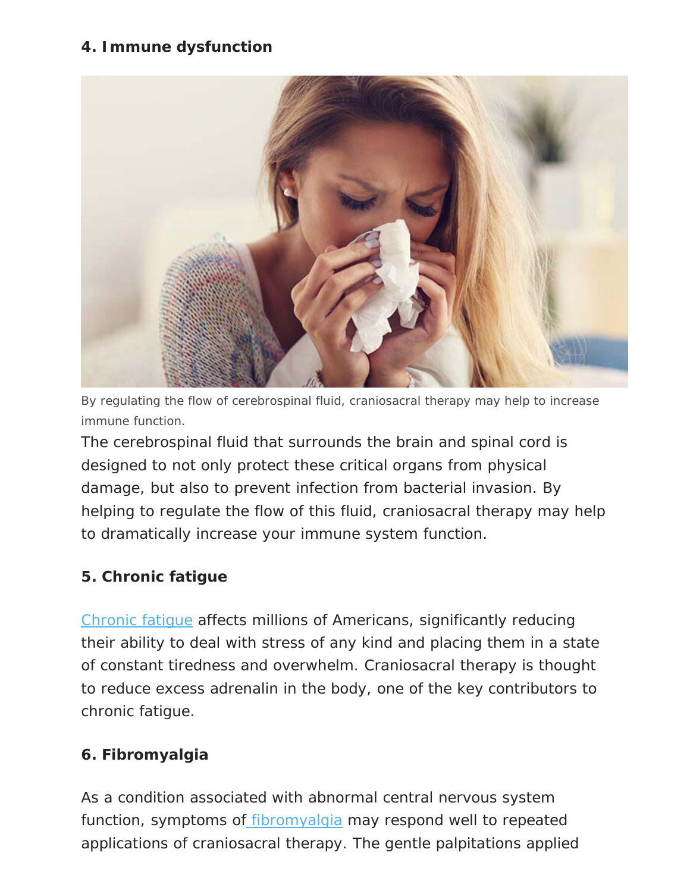**4. Immune dysfunction**

By regulating the flow of cerebrospinal fluid, craniosacral therapy may help to increase immune function.

The cerebrospinal fluid that surrounds the brain and spinal cord is designed to not only protect these critical organs from physical damage, but also to prevent infection from bacterial invasion. By helping to regulate the flow of this fluid, craniosacral therapy may help to dramatically increase your immune system function.

**5. Chronic fatigue**

Chronic fatigue affects millions of Americans, significantly reducing their ability to deal with stress of any kind and placing them in a state of constant tiredness and overwhelm. Craniosacral therapy is thought to reduce excess adrenalin in the body, one of the key contributors to chronic fatigue.

**6. Fibromyalgia**

As a condition associated with abnormal central nervous system function, symptoms of fibromyalgia may respond well to repeated applications of craniosacral therapy. The gentle palpitations applied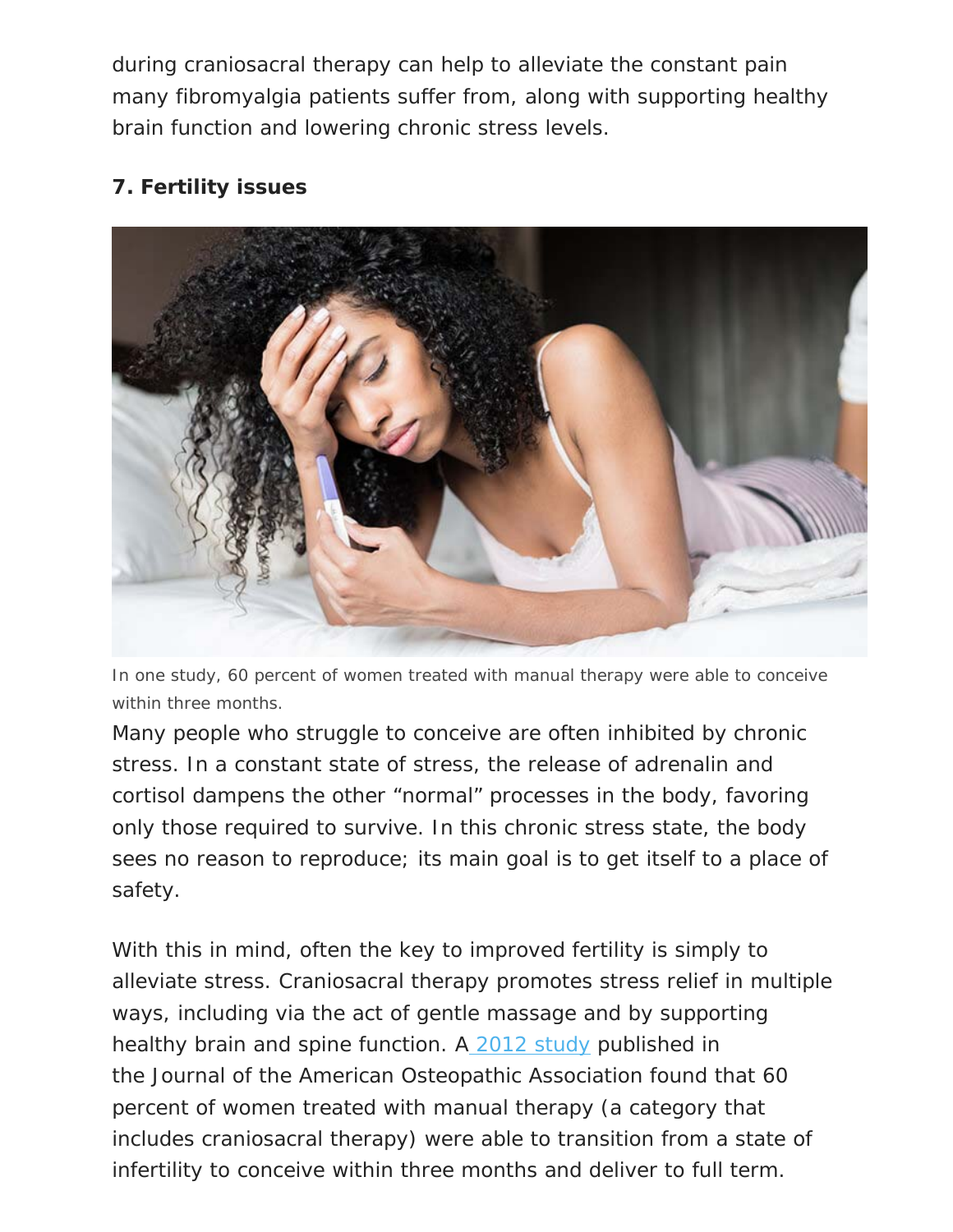during craniosacral therapy can help to alleviate the constant pain many fibromyalgia patients suffer from, along with supporting healthy brain function and lowering chronic stress levels.

**7. Fertility issues**

In one study, 60 percent of women treated with manual therapy were able to conceive within three months.

Many people who struggle to conceive are often inhibited by chronic stress. In a constant state of stress, the release of adrenalin and cortisol dampens the other "normal" processes in the body, favoring only those required to survive. In this chronic stress state, the body sees no reason to reproduce; its main goal is to get itself to a place of safety.

With this in mind, often the key to improved fertility is simply to alleviate stress. Craniosacral therapy promotes stress relief in multiple ways, including via the act of gentle massage and by supporting healthy brain and spine function. A 2012 study published in the Journal of the American Osteopathic Association found that 60 percent of women treated with manual therapy (a category that includes craniosacral therapy) were able to transition from a state of infertility to conceive within three months and deliver to full term.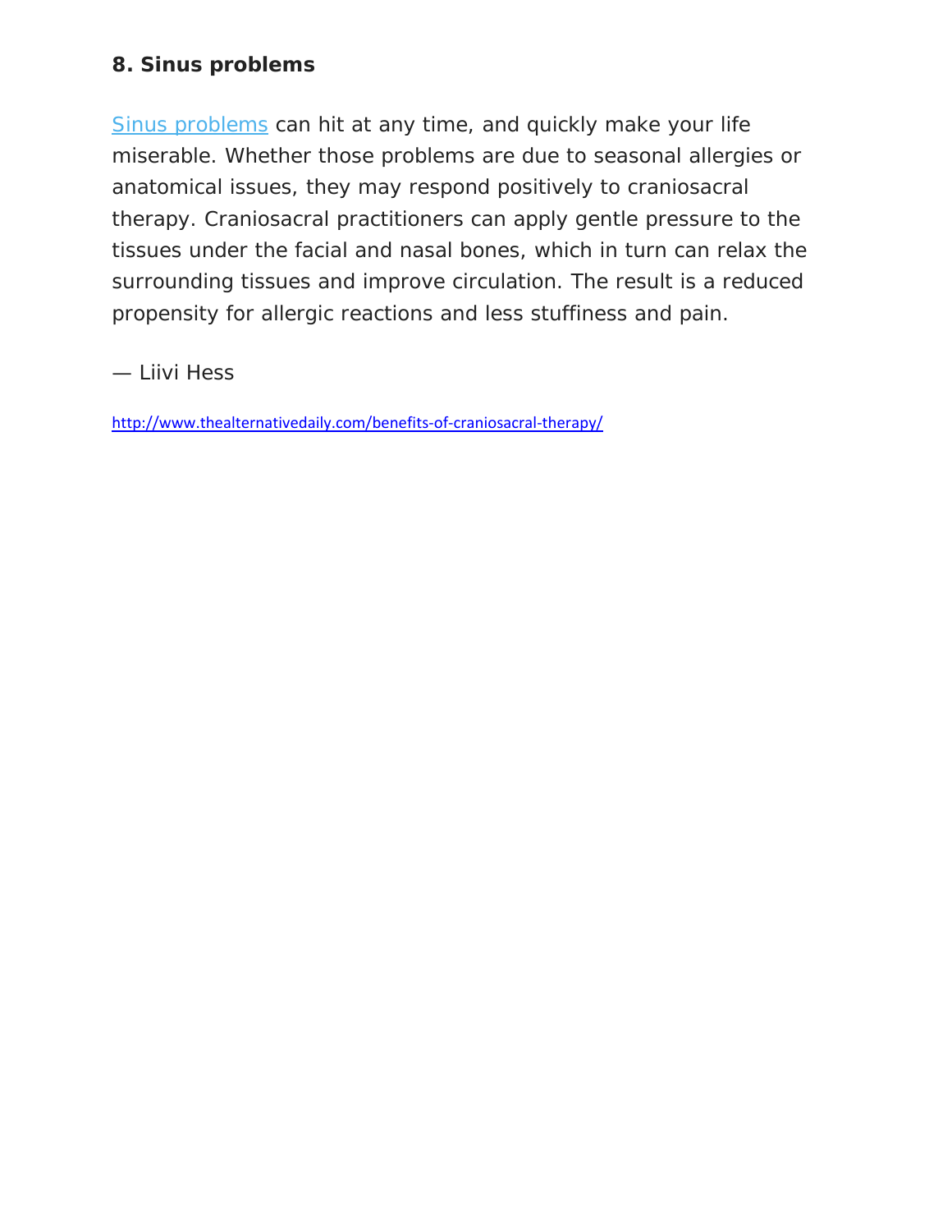**8. Sinus problems**

Sinus problems can hit at any time, and quickly make your life miserable. Whether those problems are due to seasonal allergies or anatomical issues, they may respond positively to craniosacral therapy. Craniosacral practitioners can apply gentle pressure to the tissues under the facial and nasal bones, which in turn can relax the surrounding tissues and improve circulation. The result is a reduced propensity for allergic reactions and less stuffiness and pain.

— Liivi Hess

http://www.thealternativedaily.com/benefits-of-craniosacral-therapy/